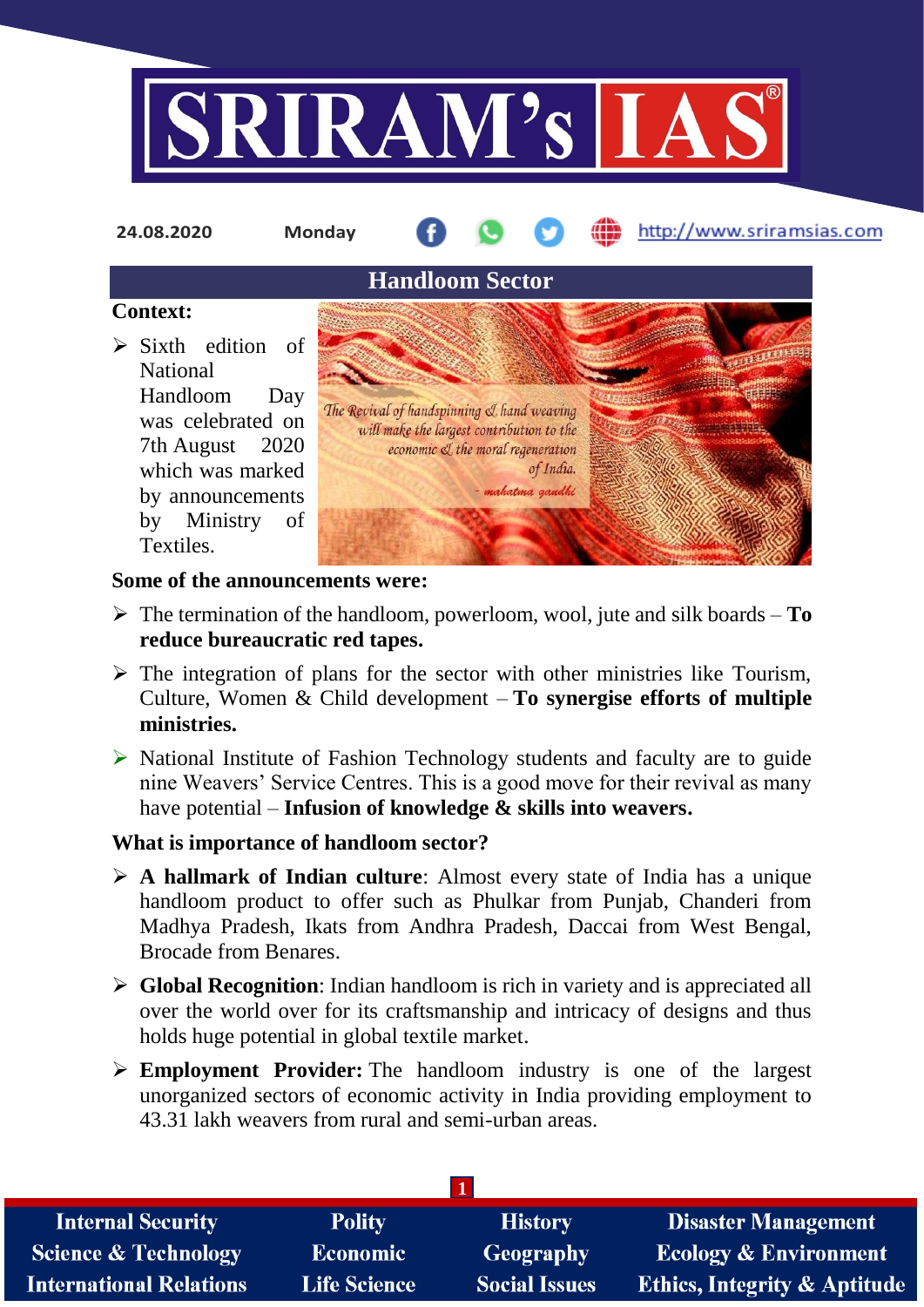24.08.2020 Monday

## Handloom Sector

**Context:**

- Sixth edition of National Handloom Day was celebrated on 7th August 2020 which was marked by announcements by Ministry of Textiles.

The Revival of handspinning & hand weaving will make the largest contribution to the economic & the moral regeneration of India.
- mahatma gandhi

**Some of the announcements were:**

- The termination of the handloom, powerloom, wool, jute and silk boards – **To reduce bureaucratic red tapes.**
- The integration of plans for the sector with other ministries like Tourism, Culture, Women & Child development – **To synergise efforts of multiple ministries.**
- National Institute of Fashion Technology students and faculty are to guide nine Weavers' Service Centres. This is a good move for their revival as many have potential – **Infusion of knowledge & skills into weavers.**

**What is importance of handloom sector?**

- **A hallmark of Indian culture**: Almost every state of India has a unique handloom product to offer such as Phulkar from Punjab, Chanderi from Madhya Pradesh, Ikats from Andhra Pradesh, Daccai from West Bengal, Brocade from Benares.
- **Global Recognition**: Indian handloom is rich in variety and is appreciated all over the world over for its craftsmanship and intricacy of designs and thus holds huge potential in global textile market.
- **Employment Provider:** The handloom industry is one of the largest unorganized sectors of economic activity in India providing employment to 43.31 lakh weavers from rural and semi-urban areas.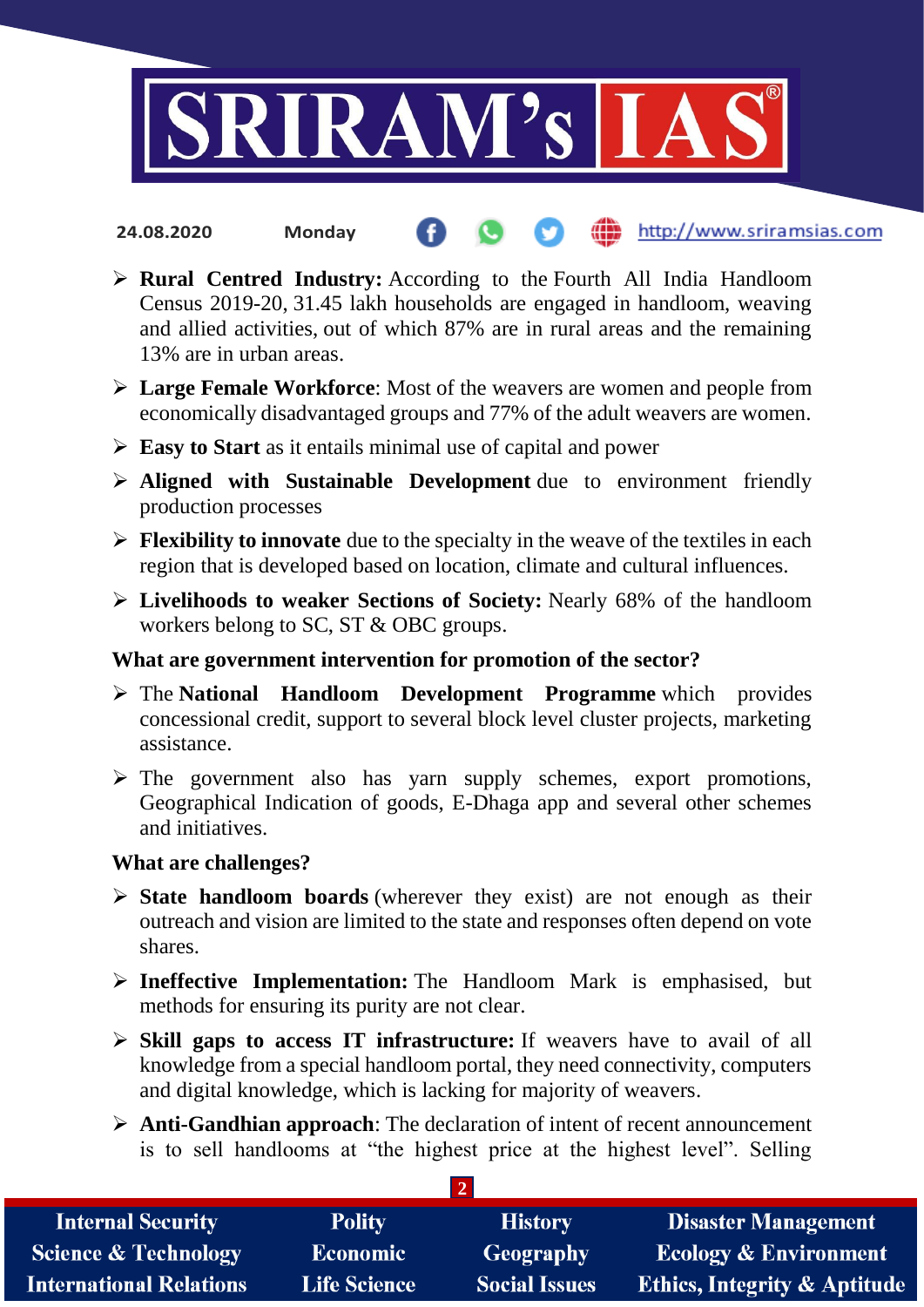- **Rural Centred Industry:** According to the Fourth All India Handloom Census 2019-20, 31.45 lakh households are engaged in handloom, weaving and allied activities, out of which 87% are in rural areas and the remaining 13% are in urban areas.
- **Large Female Workforce**: Most of the weavers are women and people from economically disadvantaged groups and 77% of the adult weavers are women.
- **Easy to Start** as it entails minimal use of capital and power
- **Aligned with Sustainable Development** due to environment friendly production processes
- **Flexibility to innovate** due to the specialty in the weave of the textiles in each region that is developed based on location, climate and cultural influences.
- **Livelihoods to weaker Sections of Society:** Nearly 68% of the handloom workers belong to SC, ST & OBC groups.

**What are government intervention for promotion of the sector?**

- The **National Handloom Development Programme** which provides concessional credit, support to several block level cluster projects, marketing assistance.
- The government also has yarn supply schemes, export promotions, Geographical Indication of goods, E-Dhaga app and several other schemes and initiatives.

**What are challenges?**

- **State handloom boards** (wherever they exist) are not enough as their outreach and vision are limited to the state and responses often depend on vote shares.
- **Ineffective Implementation:** The Handloom Mark is emphasised, but methods for ensuring its purity are not clear.
- **Skill gaps to access IT infrastructure:** If weavers have to avail of all knowledge from a special handloom portal, they need connectivity, computers and digital knowledge, which is lacking for majority of weavers.
- **Anti-Gandhian approach**: The declaration of intent of recent announcement is to sell handlooms at "the highest price at the highest level". Selling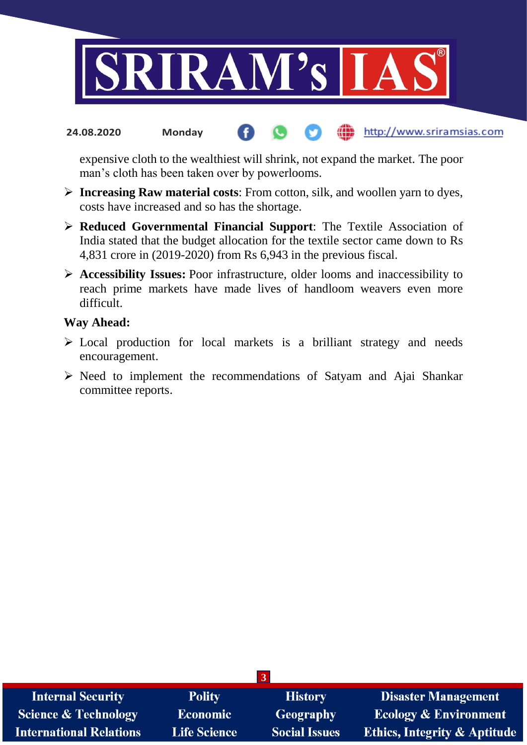expensive cloth to the wealthiest will shrink, not expand the market. The poor man's cloth has been taken over by powerlooms.

- **Increasing Raw material costs**: From cotton, silk, and woollen yarn to dyes, costs have increased and so has the shortage.
- **Reduced Governmental Financial Support**: The Textile Association of India stated that the budget allocation for the textile sector came down to Rs 4,831 crore in (2019-2020) from Rs 6,943 in the previous fiscal.
- **Accessibility Issues:** Poor infrastructure, older looms and inaccessibility to reach prime markets have made lives of handloom weavers even more difficult.

**Way Ahead:**

- Local production for local markets is a brilliant strategy and needs encouragement.
- Need to implement the recommendations of Satyam and Ajai Shankar committee reports.